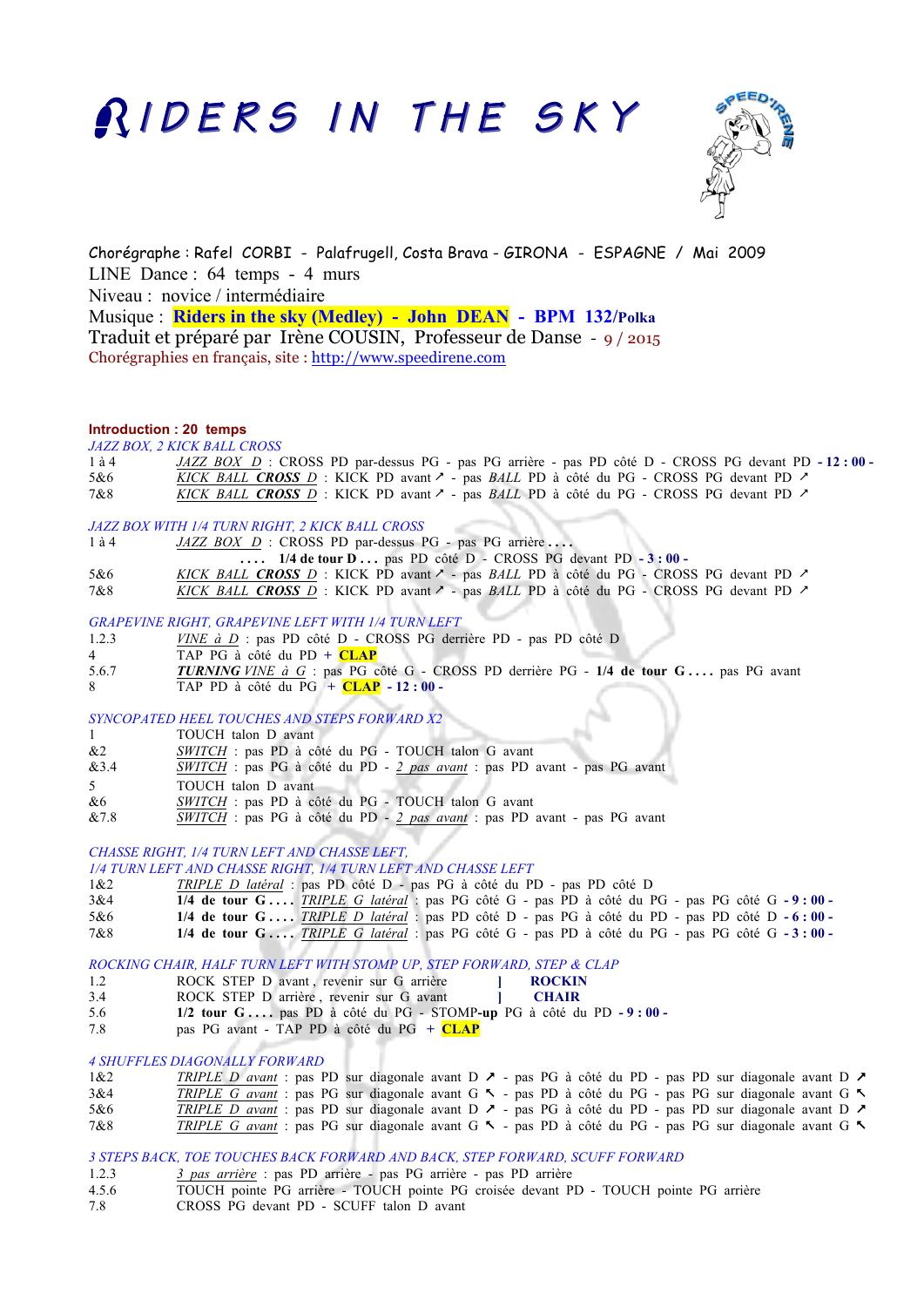# RIDERS IN THE SKY

Chorégraphe : Rafel CORBI - Palafrugell, Costa Brava - GIRONA - ESPAGNE / Mai 2009
LINE Dance : 64 temps - 4 murs
Niveau : novice / intermédiaire
Musique : **Riders in the sky (Medley) - John DEAN** - **BPM 132/Polka**
Traduit et préparé par Irène COUSIN, Professeur de Danse - 9 / 2015
Chorégraphies en français, site : http://www.speedirene.com

**Introduction : 20 temps**

*JAZZ BOX, 2 KICK BALL CROSS*

| | |
|---|---|
| 1 à 4 | JAZZ BOX D : CROSS PD par-dessus PG - pas PG arrière - pas PD côté D - CROSS PG devant PD **- 12 : 00 -** |
| 5&6 | KICK BALL **CROSS** D : KICK PD avant ↗ - pas *BALL* PD à côté du PG - CROSS PG devant PD ↗ |
| 7&8 | KICK BALL **CROSS** D : KICK PD avant ↗ - pas *BALL* PD à côté du PG - CROSS PG devant PD ↗ |

*JAZZ BOX WITH 1/4 TURN RIGHT, 2 KICK BALL CROSS*

| | |
|---|---|
| 1 à 4 | JAZZ BOX D : CROSS PD par-dessus PG - pas PG arrière **. . . .** **. . . . 1/4 de tour D . . .** pas PD côté D - CROSS PG devant PD **- 3 : 00 -** |
| 5&6 | KICK BALL **CROSS** D : KICK PD avant ↗ - pas *BALL* PD à côté du PG - CROSS PG devant PD ↗ |
| 7&8 | KICK BALL **CROSS** D : KICK PD avant ↗ - pas *BALL* PD à côté du PG - CROSS PG devant PD ↗ |

*GRAPEVINE RIGHT, GRAPEVINE LEFT WITH 1/4 TURN LEFT*

| | |
|---|---|
| 1.2.3 | VINE à D : pas PD côté D - CROSS PG derrière PD - pas PD côté D |
| 4 | TAP PG à côté du PD + **CLAP** |
| 5.6.7 | ***TURNING*** VINE à G : pas PG côté G - CROSS PD derrière PG - **1/4 de tour G . . . .** pas PG avant |
| 8 | TAP PD à côté du PG + **CLAP** **- 12 : 00 -** |

*SYNCOPATED HEEL TOUCHES AND STEPS FORWARD X2*

| | |
|---|---|
| 1 | TOUCH talon D avant |
| &2 | SWITCH : pas PD à côté du PG - TOUCH talon G avant |
| &3.4 | SWITCH : pas PG à côté du PD - 2 pas avant : pas PD avant - pas PG avant |
| 5 | TOUCH talon D avant |
| &6 | SWITCH : pas PD à côté du PG - TOUCH talon G avant |
| &7.8 | SWITCH : pas PG à côté du PD - 2 pas avant : pas PD avant - pas PG avant |

*CHASSE RIGHT, 1/4 TURN LEFT AND CHASSE LEFT,*
*1/4 TURN LEFT AND CHASSE RIGHT, 1/4 TURN LEFT AND CHASSE LEFT*

| | |
|---|---|
| 1&2 | TRIPLE D latéral : pas PD côté D - pas PG à côté du PD - pas PD côté D |
| 3&4 | **1/4 de tour G . . . .** TRIPLE G latéral : pas PG côté G - pas PD à côté du PG - pas PG côté G **- 9 : 00 -** |
| 5&6 | **1/4 de tour G . . . .** TRIPLE D latéral : pas PD côté D - pas PG à côté du PD - pas PD côté D **- 6 : 00 -** |
| 7&8 | **1/4 de tour G . . . .** TRIPLE G latéral : pas PG côté G - pas PD à côté du PG - pas PG côté G **- 3 : 00 -** |

*ROCKING CHAIR, HALF TURN LEFT WITH STOMP UP, STEP FORWARD, STEP & CLAP*

| | |
|---|---|
| 1.2 | ROCK STEP D avant, revenir sur G arrière ] **ROCKIN** |
| 3.4 | ROCK STEP D arrière, revenir sur G avant ] **CHAIR** |
| 5.6 | **1/2 tour G . . . .** pas PD à côté du PG - STOMP-**up** PG à côté du PD **- 9 : 00 -** |
| 7.8 | pas PG avant - TAP PD à côté du PG + **CLAP** |

*4 SHUFFLES DIAGONALLY FORWARD*

| | |
|---|---|
| 1&2 | TRIPLE D avant : pas PD sur diagonale avant D ↗ - pas PG à côté du PD - pas PD sur diagonale avant D ↗ |
| 3&4 | TRIPLE G avant : pas PG sur diagonale avant G ↖ - pas PD à côté du PG - pas PG sur diagonale avant G ↖ |
| 5&6 | TRIPLE D avant : pas PD sur diagonale avant D ↗ - pas PG à côté du PD - pas PD sur diagonale avant D ↗ |
| 7&8 | TRIPLE G avant : pas PG sur diagonale avant G ↖ - pas PD à côté du PG - pas PG sur diagonale avant G ↖ |

*3 STEPS BACK, TOE TOUCHES BACK FORWARD AND BACK, STEP FORWARD, SCUFF FORWARD*

| | |
|---|---|
| 1.2.3 | 3 pas arrière : pas PD arrière - pas PG arrière - pas PD arrière |
| 4.5.6 | TOUCH pointe PG arrière - TOUCH pointe PG croisée devant PD - TOUCH pointe PG arrière |
| 7.8 | CROSS PG devant PD - SCUFF talon D avant |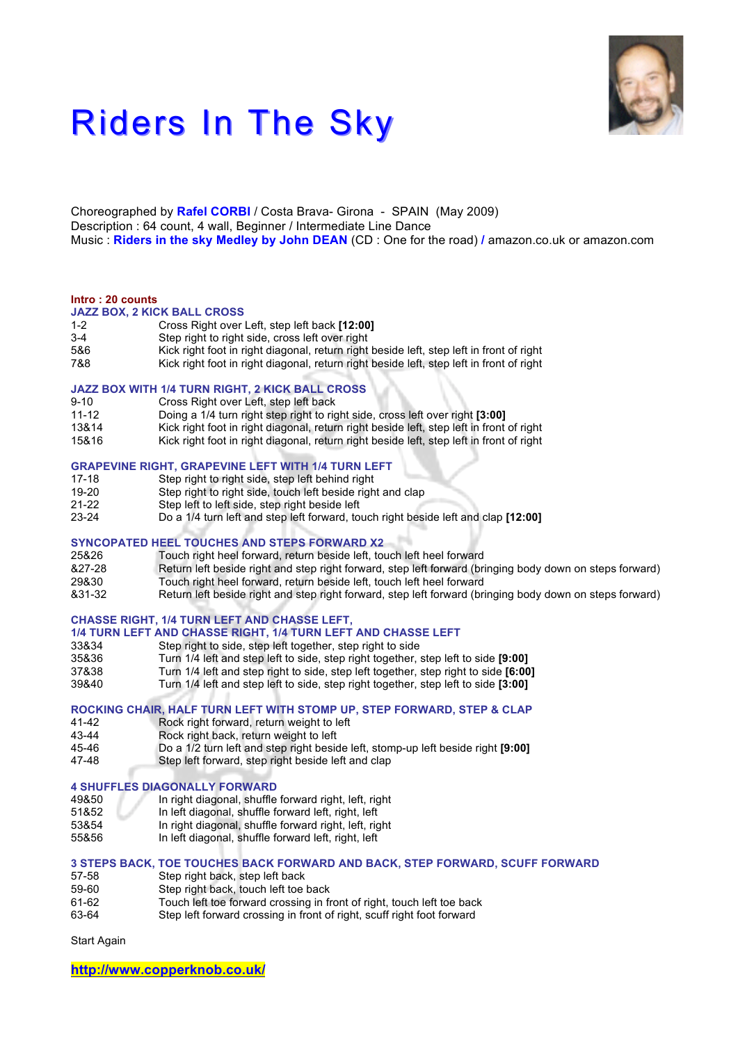# Riders In The Sky

Choreographed by **Rafel CORBI** / Costa Brava- Girona - SPAIN (May 2009)
Description : 64 count, 4 wall, Beginner / Intermediate Line Dance
Music : **Riders in the sky Medley by John DEAN** (CD : One for the road) **/** amazon.co.uk or amazon.com

**Intro : 20 counts**

**JAZZ BOX, 2 KICK BALL CROSS**

| | |
|---|---|
| 1-2 | Cross Right over Left, step left back **[12:00]** |
| 3-4 | Step right to right side, cross left over right |
| 5&6 | Kick right foot in right diagonal, return right beside left, step left in front of right |
| 7&8 | Kick right foot in right diagonal, return right beside left, step left in front of right |

**JAZZ BOX WITH 1/4 TURN RIGHT, 2 KICK BALL CROSS**

| | |
|---|---|
| 9-10 | Cross Right over Left, step left back |
| 11-12 | Doing a 1/4 turn right step right to right side, cross left over right **[3:00]** |
| 13&14 | Kick right foot in right diagonal, return right beside left, step left in front of right |
| 15&16 | Kick right foot in right diagonal, return right beside left, step left in front of right |

**GRAPEVINE RIGHT, GRAPEVINE LEFT WITH 1/4 TURN LEFT**

| | |
|---|---|
| 17-18 | Step right to right side, step left behind right |
| 19-20 | Step right to right side, touch left beside right and clap |
| 21-22 | Step left to left side, step right beside left |
| 23-24 | Do a 1/4 turn left and step left forward, touch right beside left and clap **[12:00]** |

**SYNCOPATED HEEL TOUCHES AND STEPS FORWARD X2**

| | |
|---|---|
| 25&26 | Touch right heel forward, return beside left, touch left heel forward |
| &27-28 | Return left beside right and step right forward, step left forward (bringing body down on steps forward) |
| 29&30 | Touch right heel forward, return beside left, touch left heel forward |
| &31-32 | Return left beside right and step right forward, step left forward (bringing body down on steps forward) |

**CHASSE RIGHT, 1/4 TURN LEFT AND CHASSE LEFT,**
**1/4 TURN LEFT AND CHASSE RIGHT, 1/4 TURN LEFT AND CHASSE LEFT**

| | |
|---|---|
| 33&34 | Step right to side, step left together, step right to side |
| 35&36 | Turn 1/4 left and step left to side, step right together, step left to side **[9:00]** |
| 37&38 | Turn 1/4 left and step right to side, step left together, step right to side **[6:00]** |
| 39&40 | Turn 1/4 left and step left to side, step right together, step left to side **[3:00]** |

**ROCKING CHAIR, HALF TURN LEFT WITH STOMP UP, STEP FORWARD, STEP & CLAP**

| | |
|---|---|
| 41-42 | Rock right forward, return weight to left |
| 43-44 | Rock right back, return weight to left |
| 45-46 | Do a 1/2 turn left and step right beside left, stomp-up left beside right **[9:00]** |
| 47-48 | Step left forward, step right beside left and clap |

**4 SHUFFLES DIAGONALLY FORWARD**

| | |
|---|---|
| 49&50 | In right diagonal, shuffle forward right, left, right |
| 51&52 | In left diagonal, shuffle forward left, right, left |
| 53&54 | In right diagonal, shuffle forward right, left, right |
| 55&56 | In left diagonal, shuffle forward left, right, left |

**3 STEPS BACK, TOE TOUCHES BACK FORWARD AND BACK, STEP FORWARD, SCUFF FORWARD**

| | |
|---|---|
| 57-58 | Step right back, step left back |
| 59-60 | Step right back, touch left toe back |
| 61-62 | Touch left toe forward crossing in front of right, touch left toe back |
| 63-64 | Step left forward crossing in front of right, scuff right foot forward |

Start Again

**http://www.copperknob.co.uk/**